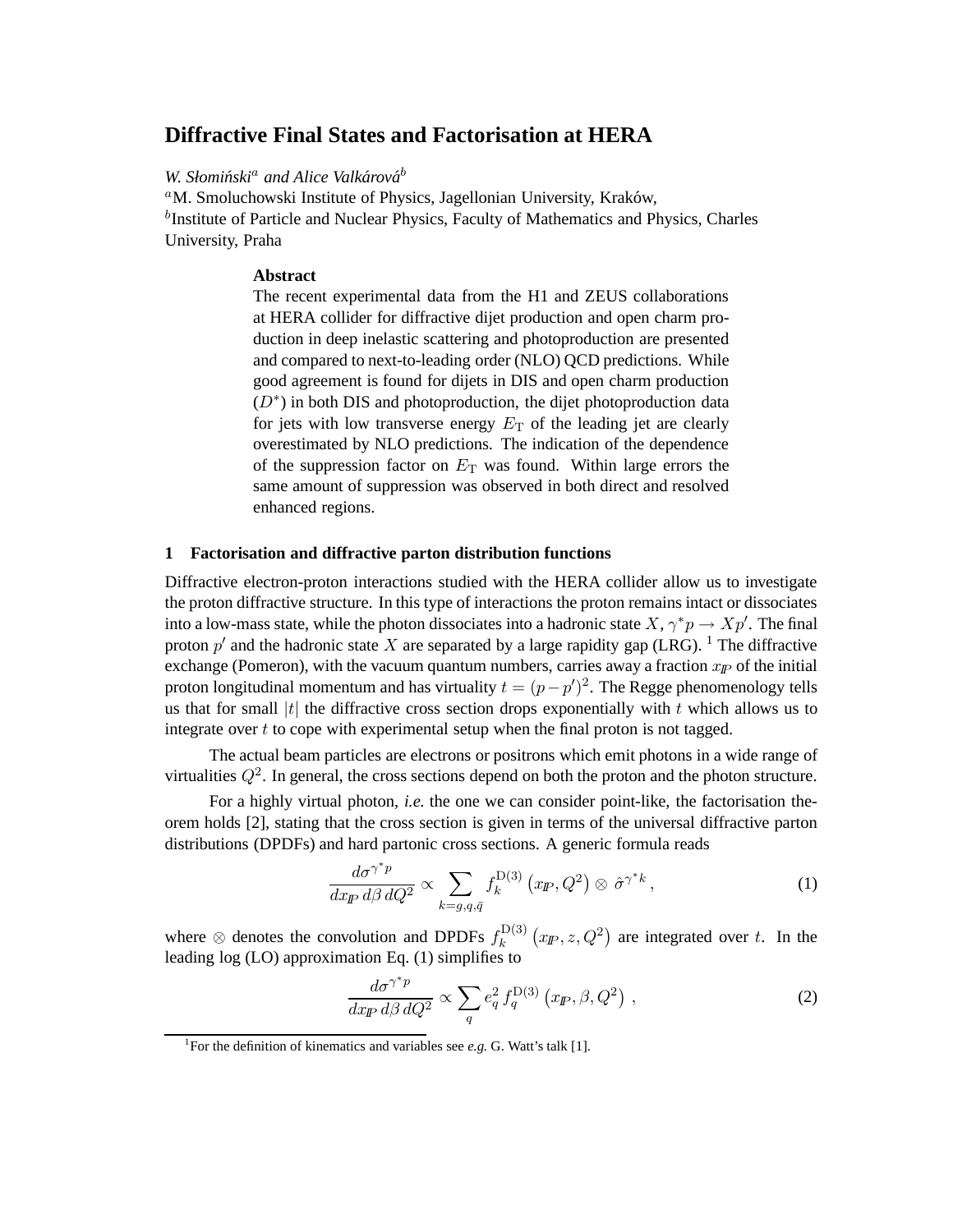# Diffractive Final States and Factorisation at HERA

*W. Słomiński*[a] *and Alice Valkárová*[b]

[a]M. Smoluchowski Institute of Physics, Jagellonian University, Kraków,
[b]Institute of Particle and Nuclear Physics, Faculty of Mathematics and Physics, Charles University, Praha

**Abstract**

The recent experimental data from the H1 and ZEUS collaborations at HERA collider for diffractive dijet production and open charm production in deep inelastic scattering and photoproduction are presented and compared to next-to-leading order (NLO) QCD predictions. While good agreement is found for dijets in DIS and open charm production ($D^*$) in both DIS and photoproduction, the dijet photoproduction data for jets with low transverse energy $E_{\mathrm{T}}$ of the leading jet are clearly overestimated by NLO predictions. The indication of the dependence of the suppression factor on $E_{\mathrm{T}}$ was found. Within large errors the same amount of suppression was observed in both direct and resolved enhanced regions.

## 1 Factorisation and diffractive parton distribution functions

Diffractive electron-proton interactions studied with the HERA collider allow us to investigate the proton diffractive structure. In this type of interactions the proton remains intact or dissociates into a low-mass state, while the photon dissociates into a hadronic state $X$, $\gamma^* p \to X p'$. The final proton $p'$ and the hadronic state $X$ are separated by a large rapidity gap (LRG). [1] The diffractive exchange (Pomeron), with the vacuum quantum numbers, carries away a fraction $x_{I\!P}$ of the initial proton longitudinal momentum and has virtuality $t = (p - p')^2$. The Regge phenomenology tells us that for small $|t|$ the diffractive cross section drops exponentially with $t$ which allows us to integrate over $t$ to cope with experimental setup when the final proton is not tagged.

The actual beam particles are electrons or positrons which emit photons in a wide range of virtualities $Q^2$. In general, the cross sections depend on both the proton and the photon structure.

For a highly virtual photon, *i.e.* the one we can consider point-like, the factorisation theorem holds [2], stating that the cross section is given in terms of the universal diffractive parton distributions (DPDFs) and hard partonic cross sections. A generic formula reads

$$\frac{d\sigma^{\gamma^* p}}{dx_{I\!P}\, d\beta\, dQ^2} \propto \sum_{k=g,q,\bar{q}} f_k^{\mathrm{D}(3)}\left(x_{I\!P}, Q^2\right) \otimes \hat{\sigma}^{\gamma^* k}\,, \tag{1}$$

where $\otimes$ denotes the convolution and DPDFs $f_k^{\mathrm{D}(3)}\left(x_{I\!P}, z, Q^2\right)$ are integrated over $t$. In the leading log (LO) approximation Eq. (1) simplifies to

$$\frac{d\sigma^{\gamma^* p}}{dx_{I\!P}\, d\beta\, dQ^2} \propto \sum_{q} e_q^2\, f_q^{\mathrm{D}(3)}\left(x_{I\!P}, \beta, Q^2\right)\,, \tag{2}$$

[1] For the definition of kinematics and variables see *e.g.* G. Watt's talk [1].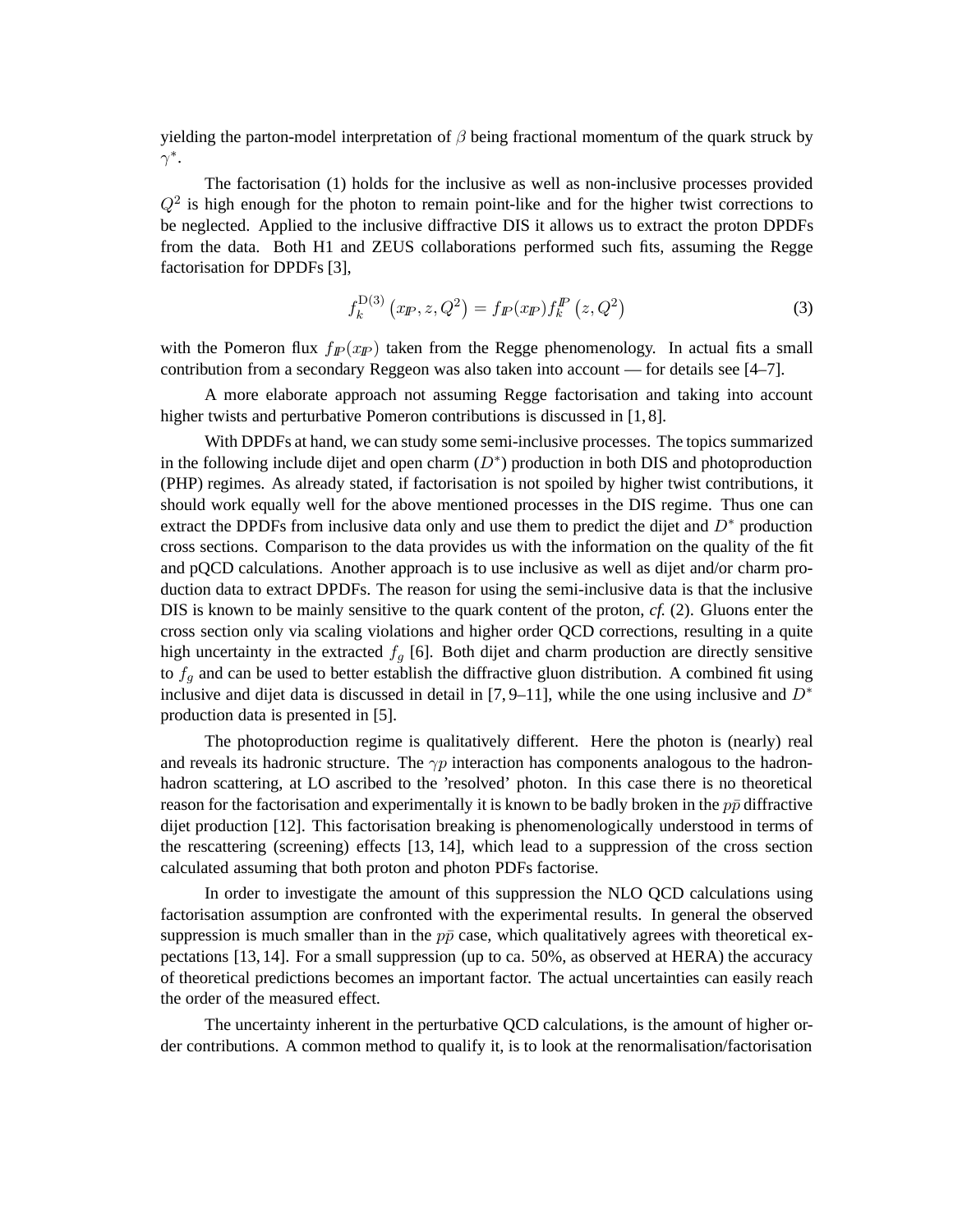yielding the parton-model interpretation of $\beta$ being fractional momentum of the quark struck by $\gamma^*$.

The factorisation (1) holds for the inclusive as well as non-inclusive processes provided $Q^2$ is high enough for the photon to remain point-like and for the higher twist corrections to be neglected. Applied to the inclusive diffractive DIS it allows us to extract the proton DPDFs from the data. Both H1 and ZEUS collaborations performed such fits, assuming the Regge factorisation for DPDFs [3],

$$f_k^{\mathrm{D}(3)}\left(x_{I\!P}, z, Q^2\right) = f_{I\!P}(x_{I\!P}) f_k^{I\!P}\left(z, Q^2\right) \tag{3}$$

with the Pomeron flux $f_{I\!P}(x_{I\!P})$ taken from the Regge phenomenology. In actual fits a small contribution from a secondary Reggeon was also taken into account — for details see [4–7].

A more elaborate approach not assuming Regge factorisation and taking into account higher twists and perturbative Pomeron contributions is discussed in [1, 8].

With DPDFs at hand, we can study some semi-inclusive processes. The topics summarized in the following include dijet and open charm ($D^*$) production in both DIS and photoproduction (PHP) regimes. As already stated, if factorisation is not spoiled by higher twist contributions, it should work equally well for the above mentioned processes in the DIS regime. Thus one can extract the DPDFs from inclusive data only and use them to predict the dijet and $D^*$ production cross sections. Comparison to the data provides us with the information on the quality of the fit and pQCD calculations. Another approach is to use inclusive as well as dijet and/or charm production data to extract DPDFs. The reason for using the semi-inclusive data is that the inclusive DIS is known to be mainly sensitive to the quark content of the proton, *cf.* (2). Gluons enter the cross section only via scaling violations and higher order QCD corrections, resulting in a quite high uncertainty in the extracted $f_g$ [6]. Both dijet and charm production are directly sensitive to $f_g$ and can be used to better establish the diffractive gluon distribution. A combined fit using inclusive and dijet data is discussed in detail in [7, 9–11], while the one using inclusive and $D^*$ production data is presented in [5].

The photoproduction regime is qualitatively different. Here the photon is (nearly) real and reveals its hadronic structure. The $\gamma p$ interaction has components analogous to the hadron-hadron scattering, at LO ascribed to the 'resolved' photon. In this case there is no theoretical reason for the factorisation and experimentally it is known to be badly broken in the $p\bar{p}$ diffractive dijet production [12]. This factorisation breaking is phenomenologically understood in terms of the rescattering (screening) effects [13, 14], which lead to a suppression of the cross section calculated assuming that both proton and photon PDFs factorise.

In order to investigate the amount of this suppression the NLO QCD calculations using factorisation assumption are confronted with the experimental results. In general the observed suppression is much smaller than in the $p\bar{p}$ case, which qualitatively agrees with theoretical expectations [13, 14]. For a small suppression (up to ca. 50%, as observed at HERA) the accuracy of theoretical predictions becomes an important factor. The actual uncertainties can easily reach the order of the measured effect.

The uncertainty inherent in the perturbative QCD calculations, is the amount of higher order contributions. A common method to qualify it, is to look at the renormalisation/factorisation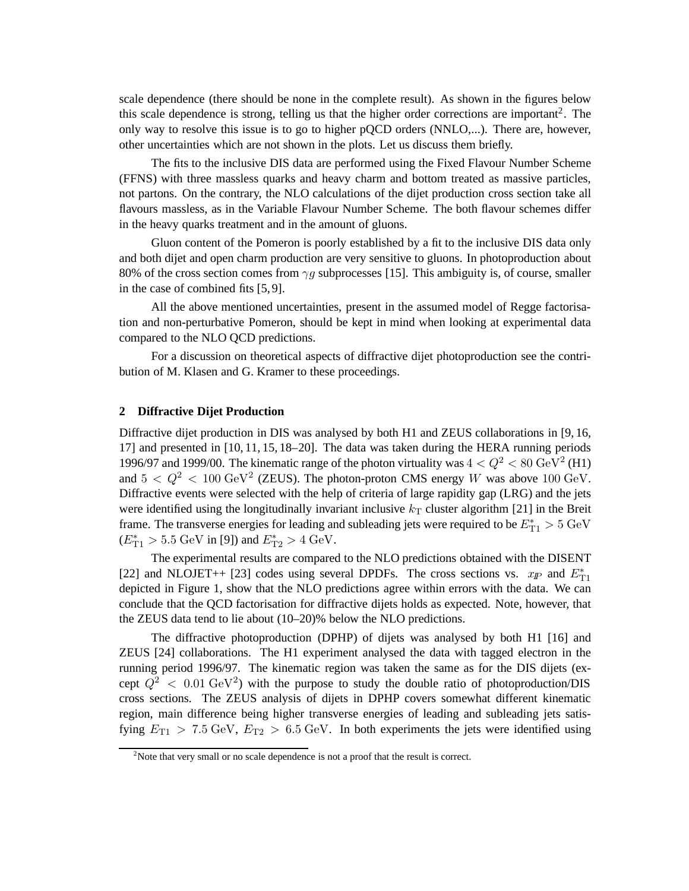scale dependence (there should be none in the complete result). As shown in the figures below this scale dependence is strong, telling us that the higher order corrections are important[2]. The only way to resolve this issue is to go to higher pQCD orders (NNLO,...). There are, however, other uncertainties which are not shown in the plots. Let us discuss them briefly.

The fits to the inclusive DIS data are performed using the Fixed Flavour Number Scheme (FFNS) with three massless quarks and heavy charm and bottom treated as massive particles, not partons. On the contrary, the NLO calculations of the dijet production cross section take all flavours massless, as in the Variable Flavour Number Scheme. The both flavour schemes differ in the heavy quarks treatment and in the amount of gluons.

Gluon content of the Pomeron is poorly established by a fit to the inclusive DIS data only and both dijet and open charm production are very sensitive to gluons. In photoproduction about 80% of the cross section comes from $\gamma g$ subprocesses [15]. This ambiguity is, of course, smaller in the case of combined fits [5, 9].

All the above mentioned uncertainties, present in the assumed model of Regge factorisation and non-perturbative Pomeron, should be kept in mind when looking at experimental data compared to the NLO QCD predictions.

For a discussion on theoretical aspects of diffractive dijet photoproduction see the contribution of M. Klasen and G. Kramer to these proceedings.

## 2 Diffractive Dijet Production

Diffractive dijet production in DIS was analysed by both H1 and ZEUS collaborations in [9, 16, 17] and presented in [10, 11, 15, 18–20]. The data was taken during the HERA running periods 1996/97 and 1999/00. The kinematic range of the photon virtuality was $4 < Q^2 < 80\ \mathrm{GeV}^2$ (H1) and $5 < Q^2 < 100\ \mathrm{GeV}^2$ (ZEUS). The photon-proton CMS energy $W$ was above $100\ \mathrm{GeV}$. Diffractive events were selected with the help of criteria of large rapidity gap (LRG) and the jets were identified using the longitudinally invariant inclusive $k_{\mathrm{T}}$ cluster algorithm [21] in the Breit frame. The transverse energies for leading and subleading jets were required to be $E^*_{\mathrm{T1}} > 5\ \mathrm{GeV}$ ($E^*_{\mathrm{T1}} > 5.5\ \mathrm{GeV}$ in [9]) and $E^*_{\mathrm{T2}} > 4\ \mathrm{GeV}$.

The experimental results are compared to the NLO predictions obtained with the DISENT [22] and NLOJET++ [23] codes using several DPDFs. The cross sections vs. $x_{I\!P}$ and $E^*_{\mathrm{T1}}$ depicted in Figure 1, show that the NLO predictions agree within errors with the data. We can conclude that the QCD factorisation for diffractive dijets holds as expected. Note, however, that the ZEUS data tend to lie about (10–20)% below the NLO predictions.

The diffractive photoproduction (DPHP) of dijets was analysed by both H1 [16] and ZEUS [24] collaborations. The H1 experiment analysed the data with tagged electron in the running period 1996/97. The kinematic region was taken the same as for the DIS dijets (except $Q^2 < 0.01\ \mathrm{GeV}^2$) with the purpose to study the double ratio of photoproduction/DIS cross sections. The ZEUS analysis of dijets in DPHP covers somewhat different kinematic region, main difference being higher transverse energies of leading and subleading jets satisfying $E_{\mathrm{T1}} > 7.5\ \mathrm{GeV}$, $E_{\mathrm{T2}} > 6.5\ \mathrm{GeV}$. In both experiments the jets were identified using

[2] Note that very small or no scale dependence is not a proof that the result is correct.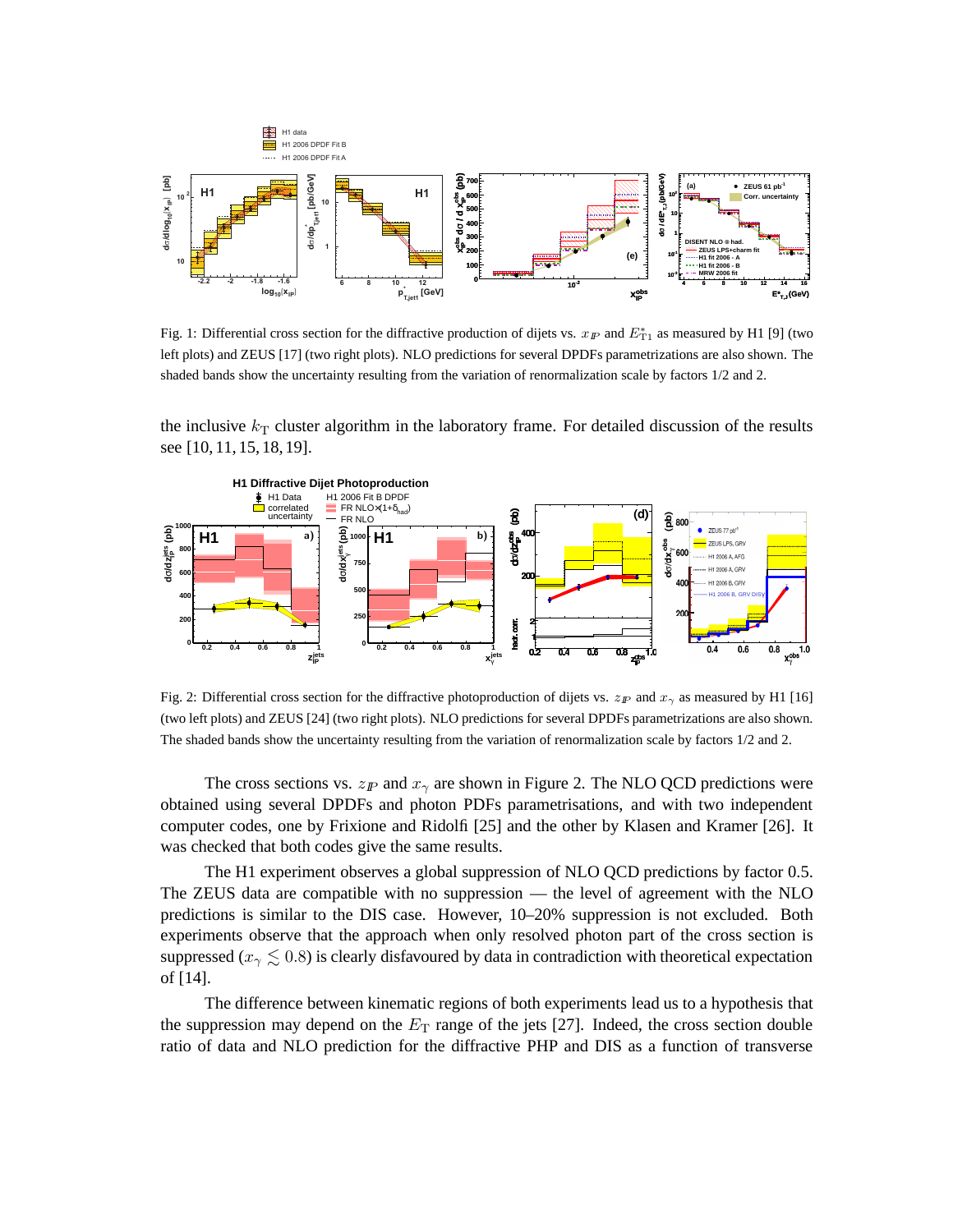Fig. 1: Differential cross section for the diffractive production of dijets vs. $x_{I\!P}$ and $E^*_{T1}$ as measured by H1 [9] (two left plots) and ZEUS [17] (two right plots). NLO predictions for several DPDFs parametrizations are also shown. The shaded bands show the uncertainty resulting from the variation of renormalization scale by factors 1/2 and 2.

the inclusive $k_T$ cluster algorithm in the laboratory frame. For detailed discussion of the results see [10, 11, 15, 18, 19].

Fig. 2: Differential cross section for the diffractive photoproduction of dijets vs. $z_{I\!P}$ and $x_\gamma$ as measured by H1 [16] (two left plots) and ZEUS [24] (two right plots). NLO predictions for several DPDFs parametrizations are also shown. The shaded bands show the uncertainty resulting from the variation of renormalization scale by factors 1/2 and 2.

The cross sections vs. $z_{I\!P}$ and $x_\gamma$ are shown in Figure 2. The NLO QCD predictions were obtained using several DPDFs and photon PDFs parametrisations, and with two independent computer codes, one by Frixione and Ridolfi [25] and the other by Klasen and Kramer [26]. It was checked that both codes give the same results.

The H1 experiment observes a global suppression of NLO QCD predictions by factor 0.5. The ZEUS data are compatible with no suppression — the level of agreement with the NLO predictions is similar to the DIS case. However, 10–20% suppression is not excluded. Both experiments observe that the approach when only resolved photon part of the cross section is suppressed ($x_\gamma \lesssim 0.8$) is clearly disfavoured by data in contradiction with theoretical expectation of [14].

The difference between kinematic regions of both experiments lead us to a hypothesis that the suppression may depend on the $E_T$ range of the jets [27]. Indeed, the cross section double ratio of data and NLO prediction for the diffractive PHP and DIS as a function of transverse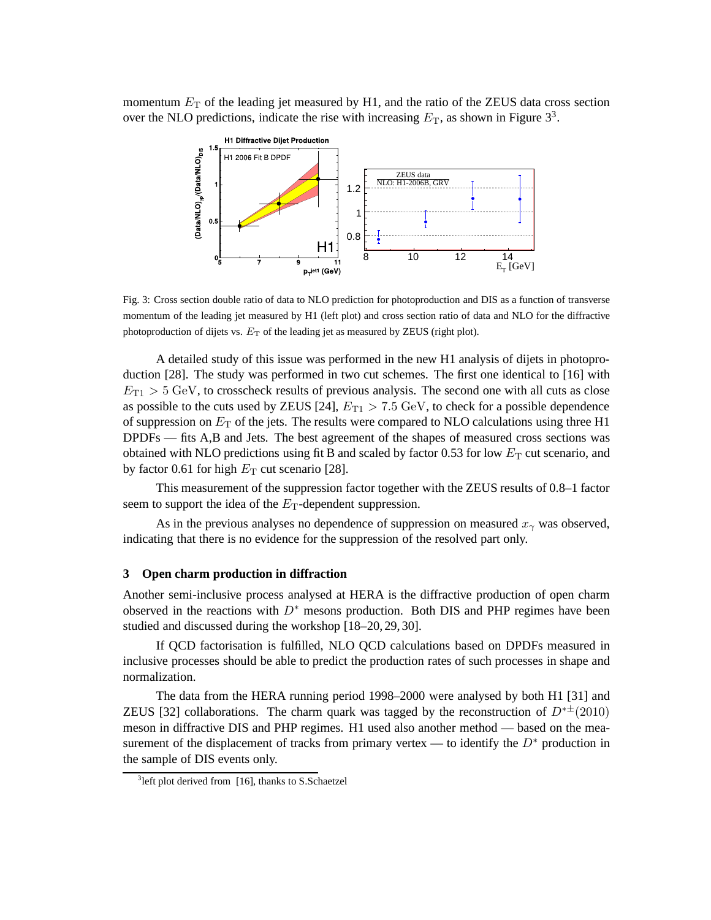momentum $E_{\rm T}$ of the leading jet measured by H1, and the ratio of the ZEUS data cross section over the NLO predictions, indicate the rise with increasing $E_{\rm T}$, as shown in Figure 3[3].

Fig. 3: Cross section double ratio of data to NLO prediction for photoproduction and DIS as a function of transverse momentum of the leading jet measured by H1 (left plot) and cross section ratio of data and NLO for the diffractive photoproduction of dijets vs. $E_{\rm T}$ of the leading jet as measured by ZEUS (right plot).

A detailed study of this issue was performed in the new H1 analysis of dijets in photoproduction [28]. The study was performed in two cut schemes. The first one identical to [16] with $E_{\rm T1} > 5$ GeV, to crosscheck results of previous analysis. The second one with all cuts as close as possible to the cuts used by ZEUS [24], $E_{\rm T1} > 7.5$ GeV, to check for a possible dependence of suppression on $E_{\rm T}$ of the jets. The results were compared to NLO calculations using three H1 DPDFs — fits A,B and Jets. The best agreement of the shapes of measured cross sections was obtained with NLO predictions using fit B and scaled by factor 0.53 for low $E_{\rm T}$ cut scenario, and by factor 0.61 for high $E_{\rm T}$ cut scenario [28].

This measurement of the suppression factor together with the ZEUS results of 0.8–1 factor seem to support the idea of the $E_{\rm T}$-dependent suppression.

As in the previous analyses no dependence of suppression on measured $x_\gamma$ was observed, indicating that there is no evidence for the suppression of the resolved part only.

## 3 Open charm production in diffraction

Another semi-inclusive process analysed at HERA is the diffractive production of open charm observed in the reactions with $D^*$ mesons production. Both DIS and PHP regimes have been studied and discussed during the workshop [18–20, 29, 30].

If QCD factorisation is fulfilled, NLO QCD calculations based on DPDFs measured in inclusive processes should be able to predict the production rates of such processes in shape and normalization.

The data from the HERA running period 1998–2000 were analysed by both H1 [31] and ZEUS [32] collaborations. The charm quark was tagged by the reconstruction of $D^{*\pm}(2010)$ meson in diffractive DIS and PHP regimes. H1 used also another method — based on the measurement of the displacement of tracks from primary vertex — to identify the $D^*$ production in the sample of DIS events only.

[3] left plot derived from [16], thanks to S.Schaetzel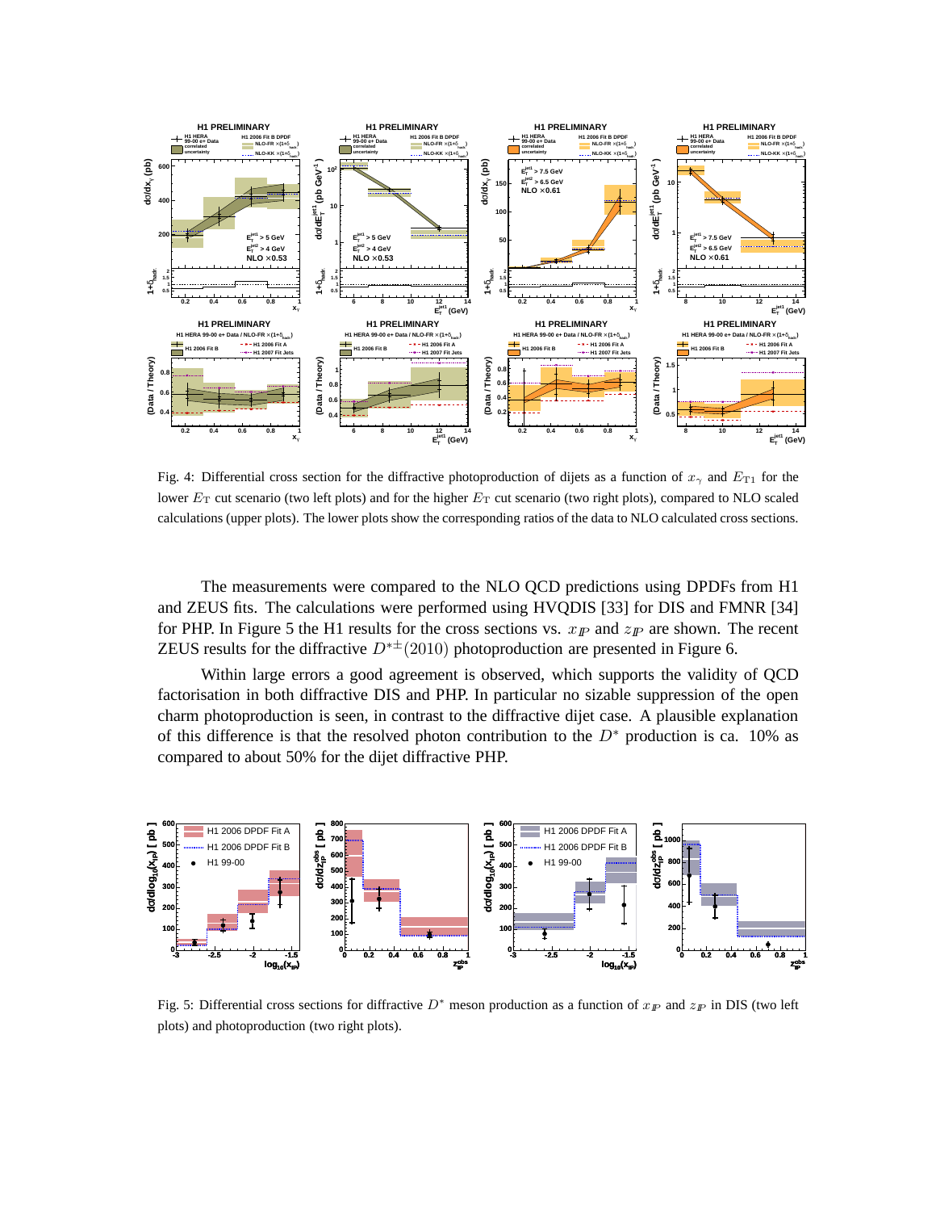Fig. 4: Differential cross section for the diffractive photoproduction of dijets as a function of $x_\gamma$ and $E_{T1}$ for the lower $E_T$ cut scenario (two left plots) and for the higher $E_T$ cut scenario (two right plots), compared to NLO scaled calculations (upper plots). The lower plots show the corresponding ratios of the data to NLO calculated cross sections.

The measurements were compared to the NLO QCD predictions using DPDFs from H1 and ZEUS fits. The calculations were performed using HVQDIS [33] for DIS and FMNR [34] for PHP. In Figure 5 the H1 results for the cross sections vs. $x_{I\!P}$ and $z_{I\!P}$ are shown. The recent ZEUS results for the diffractive $D^{*\pm}(2010)$ photoproduction are presented in Figure 6.

Within large errors a good agreement is observed, which supports the validity of QCD factorisation in both diffractive DIS and PHP. In particular no sizable suppression of the open charm photoproduction is seen, in contrast to the diffractive dijet case. A plausible explanation of this difference is that the resolved photon contribution to the $D^*$ production is ca. 10% as compared to about 50% for the dijet diffractive PHP.

Fig. 5: Differential cross sections for diffractive $D^*$ meson production as a function of $x_{I\!P}$ and $z_{I\!P}$ in DIS (two left plots) and photoproduction (two right plots).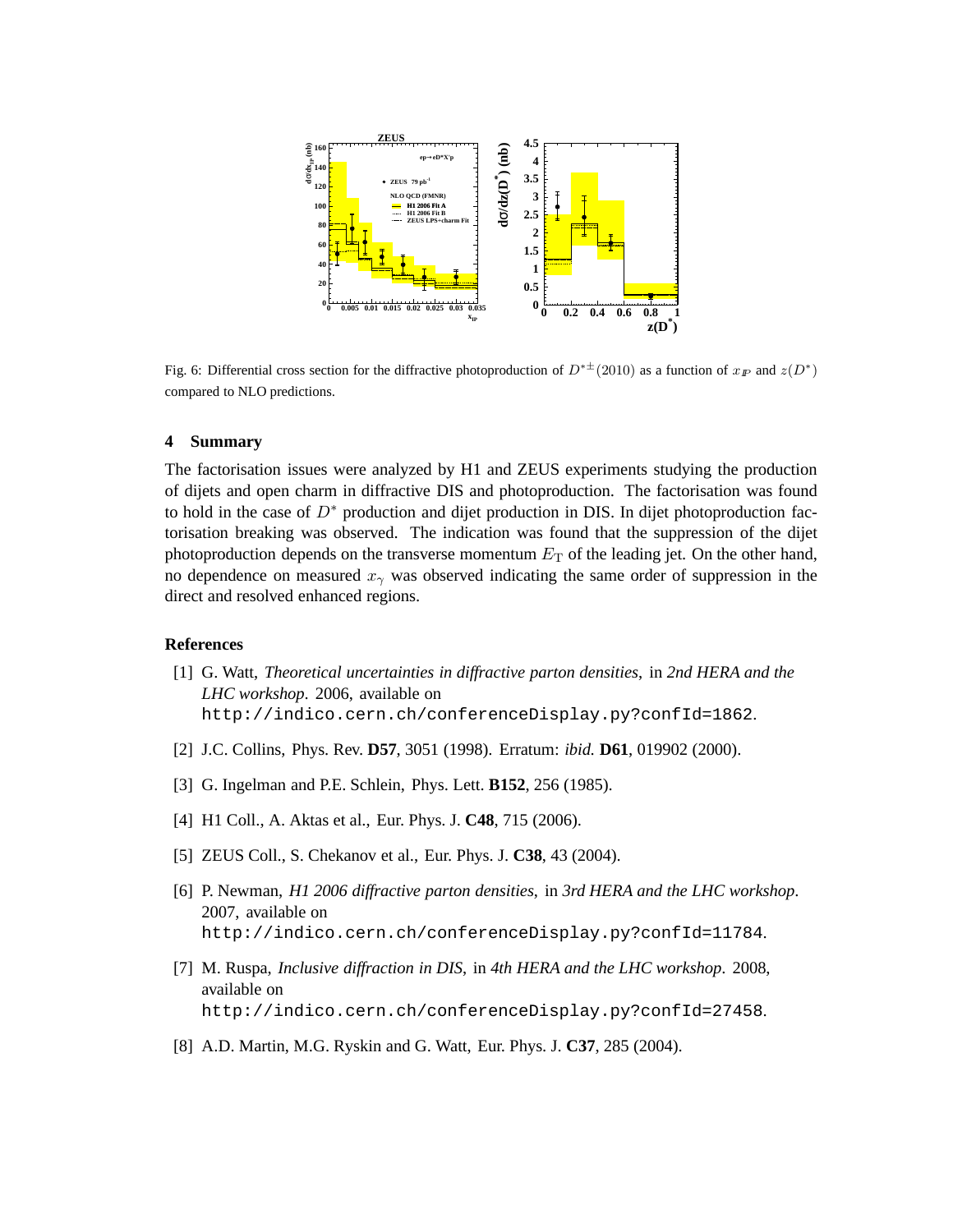Fig. 6: Differential cross section for the diffractive photoproduction of $D^{*\pm}(2010)$ as a function of $x_{I\!P}$ and $z(D^*)$ compared to NLO predictions.

## 4 Summary

The factorisation issues were analyzed by H1 and ZEUS experiments studying the production of dijets and open charm in diffractive DIS and photoproduction. The factorisation was found to hold in the case of $D^*$ production and dijet production in DIS. In dijet photoproduction factorisation breaking was observed. The indication was found that the suppression of the dijet photoproduction depends on the transverse momentum $E_T$ of the leading jet. On the other hand, no dependence on measured $x_\gamma$ was observed indicating the same order of suppression in the direct and resolved enhanced regions.

## References

[1] G. Watt, *Theoretical uncertainties in diffractive parton densities*, in *2nd HERA and the LHC workshop*. 2006, available on
`http://indico.cern.ch/conferenceDisplay.py?confId=1862`.

[2] J.C. Collins, Phys. Rev. **D57**, 3051 (1998). Erratum: *ibid.* **D61**, 019902 (2000).

[3] G. Ingelman and P.E. Schlein, Phys. Lett. **B152**, 256 (1985).

[4] H1 Coll., A. Aktas et al., Eur. Phys. J. **C48**, 715 (2006).

[5] ZEUS Coll., S. Chekanov et al., Eur. Phys. J. **C38**, 43 (2004).

[6] P. Newman, *H1 2006 diffractive parton densities*, in *3rd HERA and the LHC workshop*. 2007, available on
`http://indico.cern.ch/conferenceDisplay.py?confId=11784`.

[7] M. Ruspa, *Inclusive diffraction in DIS*, in *4th HERA and the LHC workshop*. 2008, available on
`http://indico.cern.ch/conferenceDisplay.py?confId=27458`.

[8] A.D. Martin, M.G. Ryskin and G. Watt, Eur. Phys. J. **C37**, 285 (2004).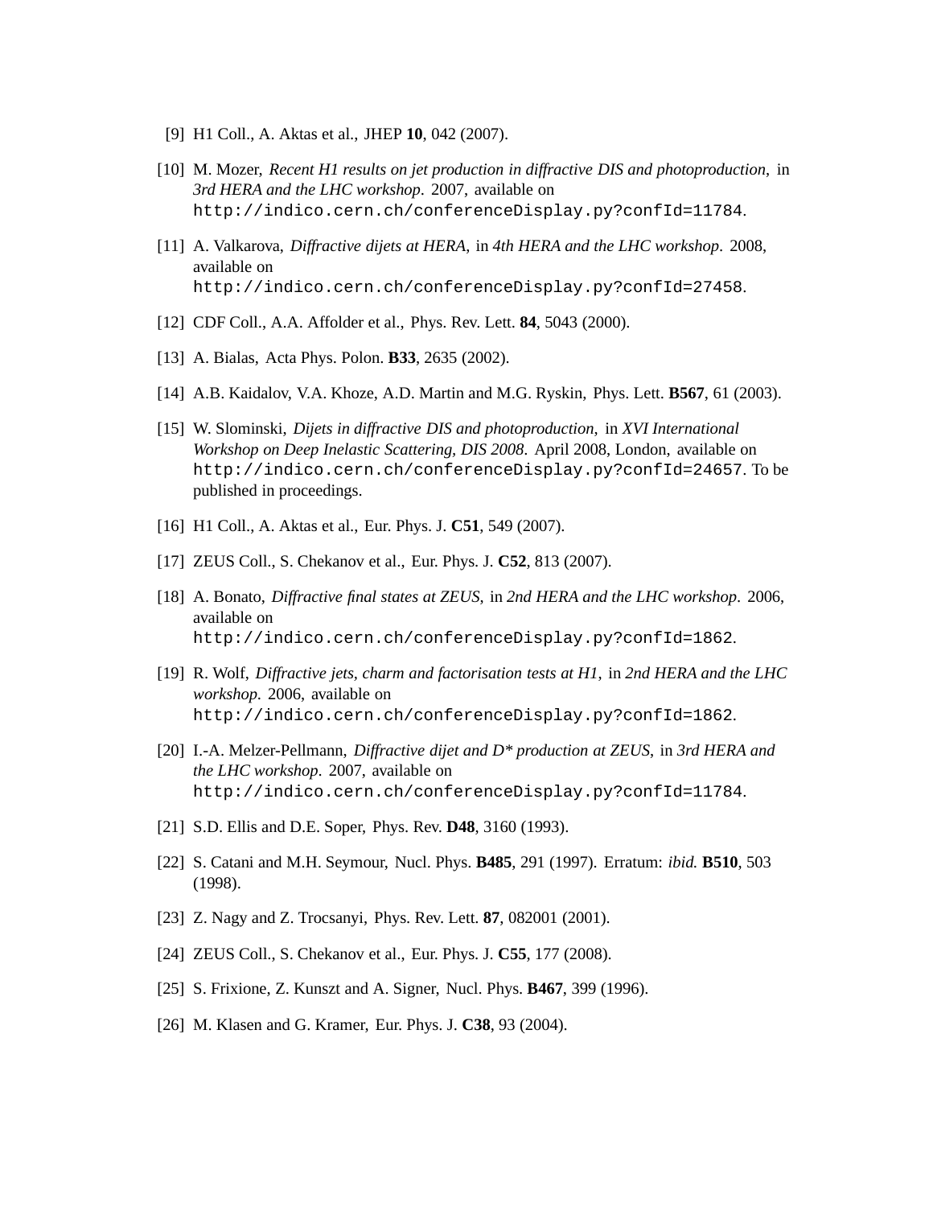[9] H1 Coll., A. Aktas et al., JHEP **10**, 042 (2007).

[10] M. Mozer, *Recent H1 results on jet production in diffractive DIS and photoproduction*, in *3rd HERA and the LHC workshop*. 2007, available on `http://indico.cern.ch/conferenceDisplay.py?confId=11784`.

[11] A. Valkarova, *Diffractive dijets at HERA*, in *4th HERA and the LHC workshop*. 2008, available on `http://indico.cern.ch/conferenceDisplay.py?confId=27458`.

[12] CDF Coll., A.A. Affolder et al., Phys. Rev. Lett. **84**, 5043 (2000).

[13] A. Bialas, Acta Phys. Polon. **B33**, 2635 (2002).

[14] A.B. Kaidalov, V.A. Khoze, A.D. Martin and M.G. Ryskin, Phys. Lett. **B567**, 61 (2003).

[15] W. Slominski, *Dijets in diffractive DIS and photoproduction*, in *XVI International Workshop on Deep Inelastic Scattering, DIS 2008*. April 2008, London, available on `http://indico.cern.ch/conferenceDisplay.py?confId=24657`. To be published in proceedings.

[16] H1 Coll., A. Aktas et al., Eur. Phys. J. **C51**, 549 (2007).

[17] ZEUS Coll., S. Chekanov et al., Eur. Phys. J. **C52**, 813 (2007).

[18] A. Bonato, *Diffractive final states at ZEUS*, in *2nd HERA and the LHC workshop*. 2006, available on `http://indico.cern.ch/conferenceDisplay.py?confId=1862`.

[19] R. Wolf, *Diffractive jets, charm and factorisation tests at H1*, in *2nd HERA and the LHC workshop*. 2006, available on `http://indico.cern.ch/conferenceDisplay.py?confId=1862`.

[20] I.-A. Melzer-Pellmann, *Diffractive dijet and D\* production at ZEUS*, in *3rd HERA and the LHC workshop*. 2007, available on `http://indico.cern.ch/conferenceDisplay.py?confId=11784`.

[21] S.D. Ellis and D.E. Soper, Phys. Rev. **D48**, 3160 (1993).

[22] S. Catani and M.H. Seymour, Nucl. Phys. **B485**, 291 (1997). Erratum: *ibid.* **B510**, 503 (1998).

[23] Z. Nagy and Z. Trocsanyi, Phys. Rev. Lett. **87**, 082001 (2001).

[24] ZEUS Coll., S. Chekanov et al., Eur. Phys. J. **C55**, 177 (2008).

[25] S. Frixione, Z. Kunszt and A. Signer, Nucl. Phys. **B467**, 399 (1996).

[26] M. Klasen and G. Kramer, Eur. Phys. J. **C38**, 93 (2004).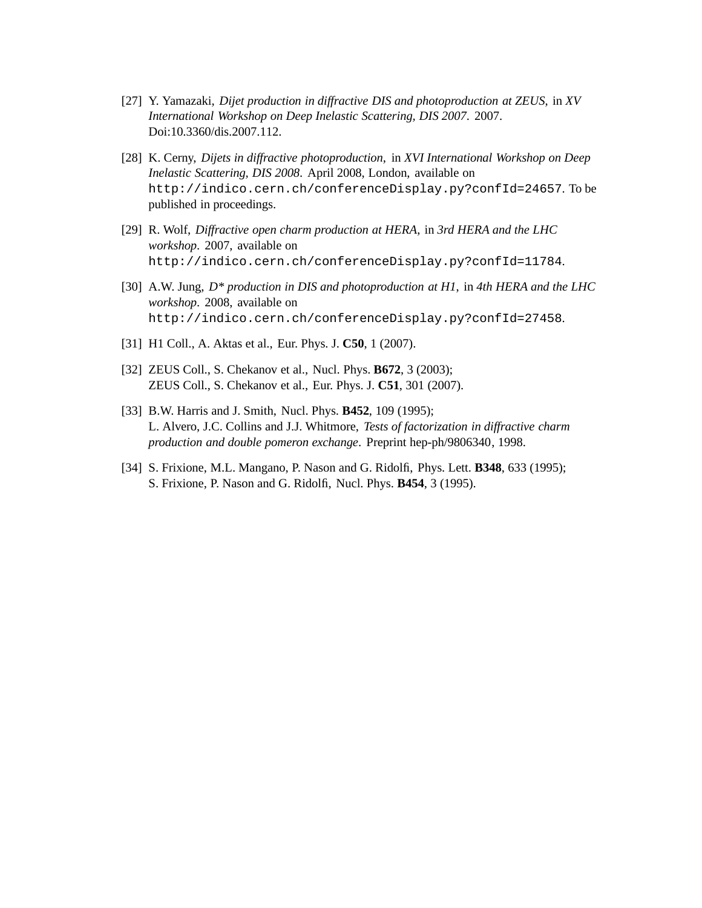[27] Y. Yamazaki, *Dijet production in diffractive DIS and photoproduction at ZEUS*, in *XV International Workshop on Deep Inelastic Scattering, DIS 2007*. 2007. Doi:10.3360/dis.2007.112.

[28] K. Cerny, *Dijets in diffractive photoproduction*, in *XVI International Workshop on Deep Inelastic Scattering, DIS 2008*. April 2008, London, available on `http://indico.cern.ch/conferenceDisplay.py?confId=24657`. To be published in proceedings.

[29] R. Wolf, *Diffractive open charm production at HERA*, in *3rd HERA and the LHC workshop*. 2007, available on `http://indico.cern.ch/conferenceDisplay.py?confId=11784`.

[30] A.W. Jung, *D\* production in DIS and photoproduction at H1*, in *4th HERA and the LHC workshop*. 2008, available on `http://indico.cern.ch/conferenceDisplay.py?confId=27458`.

[31] H1 Coll., A. Aktas et al., Eur. Phys. J. **C50**, 1 (2007).

[32] ZEUS Coll., S. Chekanov et al., Nucl. Phys. **B672**, 3 (2003);
ZEUS Coll., S. Chekanov et al., Eur. Phys. J. **C51**, 301 (2007).

[33] B.W. Harris and J. Smith, Nucl. Phys. **B452**, 109 (1995);
L. Alvero, J.C. Collins and J.J. Whitmore, *Tests of factorization in diffractive charm production and double pomeron exchange*. Preprint hep-ph/9806340, 1998.

[34] S. Frixione, M.L. Mangano, P. Nason and G. Ridolfi, Phys. Lett. **B348**, 633 (1995);
S. Frixione, P. Nason and G. Ridolfi, Nucl. Phys. **B454**, 3 (1995).